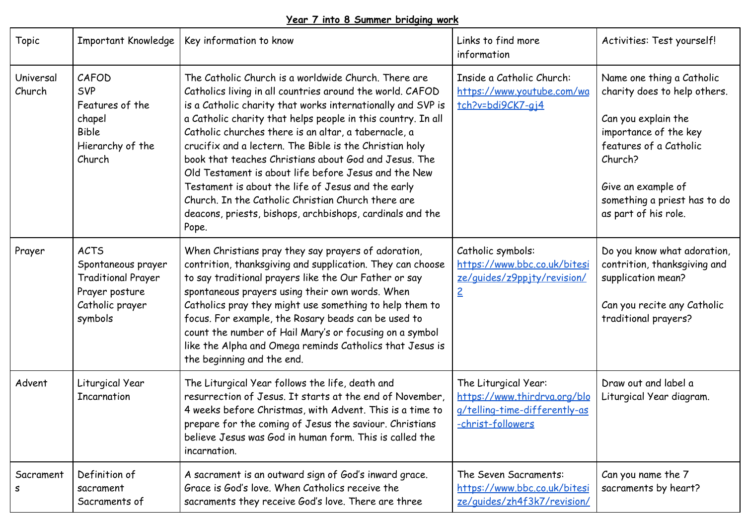**Year 7 into 8 Summer bridging work**

| Topic | Important Knowledge | Key information to know | Links to find more information | Activities: Test yourself! |
|---|---|---|---|---|
| Universal Church | CAFOD<br>SVP<br>Features of the chapel<br>Bible<br>Hierarchy of the Church | The Catholic Church is a worldwide Church. There are Catholics living in all countries around the world. CAFOD is a Catholic charity that works internationally and SVP is a Catholic charity that helps people in this country. In all Catholic churches there is an altar, a tabernacle, a crucifix and a lectern. The Bible is the Christian holy book that teaches Christians about God and Jesus. The Old Testament is about life before Jesus and the New Testament is about the life of Jesus and the early Church. In the Catholic Christian Church there are deacons, priests, bishops, archbishops, cardinals and the Pope. | Inside a Catholic Church: https://www.youtube.com/watch?v=bdi9CK7-gj4 | Name one thing a Catholic charity does to help others.<br><br>Can you explain the importance of the key features of a Catholic Church?<br><br>Give an example of something a priest has to do as part of his role. |
| Prayer | ACTS<br>Spontaneous prayer<br>Traditional Prayer<br>Prayer posture<br>Catholic prayer symbols | When Christians pray they say prayers of adoration, contrition, thanksgiving and supplication. They can choose to say traditional prayers like the Our Father or say spontaneous prayers using their own words. When Catholics pray they might use something to help them to focus. For example, the Rosary beads can be used to count the number of Hail Mary's or focusing on a symbol like the Alpha and Omega reminds Catholics that Jesus is the beginning and the end. | Catholic symbols: https://www.bbc.co.uk/bitesize/guides/z9ppjty/revision/2 | Do you know what adoration, contrition, thanksgiving and supplication mean?<br><br>Can you recite any Catholic traditional prayers? |
| Advent | Liturgical Year<br>Incarnation | The Liturgical Year follows the life, death and resurrection of Jesus. It starts at the end of November, 4 weeks before Christmas, with Advent. This is a time to prepare for the coming of Jesus the saviour. Christians believe Jesus was God in human form. This is called the incarnation. | The Liturgical Year: https://www.thirdrva.org/blog/telling-time-differently-as-christ-followers | Draw out and label a Liturgical Year diagram. |
| Sacraments | Definition of sacrament<br>Sacraments of | A sacrament is an outward sign of God's inward grace. Grace is God's love. When Catholics receive the sacraments they receive God's love. There are three | The Seven Sacraments: https://www.bbc.co.uk/bitesize/guides/zh4f3k7/revision/ | Can you name the 7 sacraments by heart? |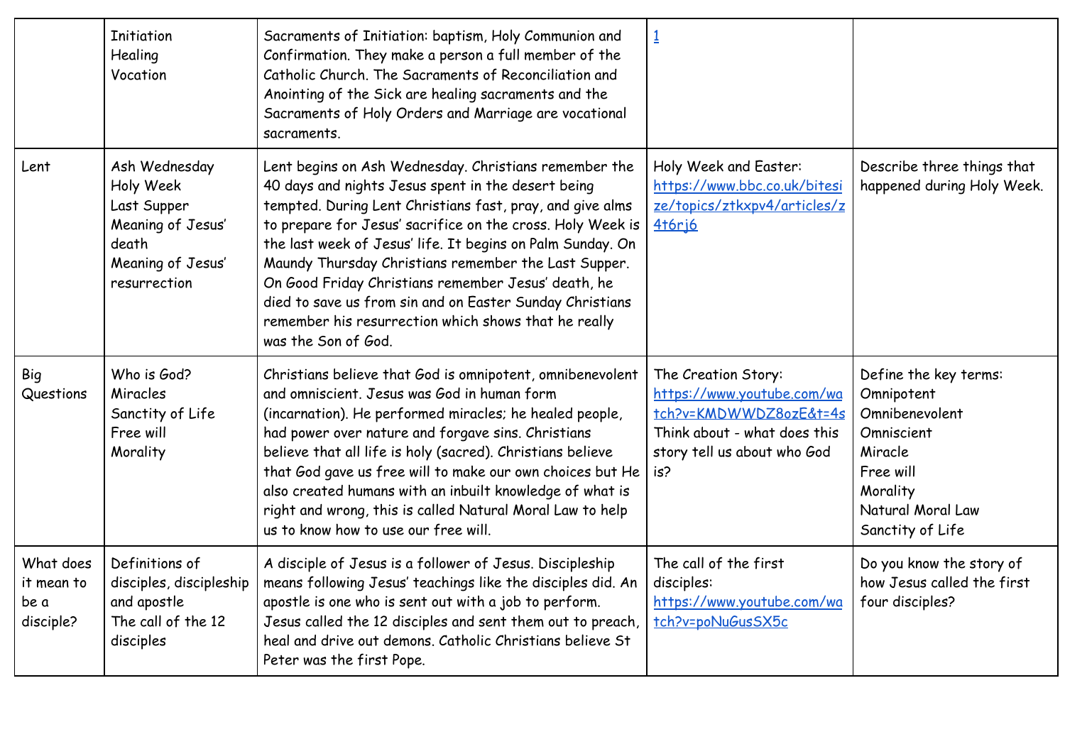| | | | | |
|---|---|---|---|---|
| | Initiation<br>Healing<br>Vocation | Sacraments of Initiation: baptism, Holy Communion and Confirmation. They make a person a full member of the Catholic Church. The Sacraments of Reconciliation and Anointing of the Sick are healing sacraments and the Sacraments of Holy Orders and Marriage are vocational sacraments. | 1 | |
| Lent | Ash Wednesday<br>Holy Week<br>Last Supper<br>Meaning of Jesus' death<br>Meaning of Jesus' resurrection | Lent begins on Ash Wednesday. Christians remember the 40 days and nights Jesus spent in the desert being tempted. During Lent Christians fast, pray, and give alms to prepare for Jesus' sacrifice on the cross. Holy Week is the last week of Jesus' life. It begins on Palm Sunday. On Maundy Thursday Christians remember the Last Supper. On Good Friday Christians remember Jesus' death, he died to save us from sin and on Easter Sunday Christians remember his resurrection which shows that he really was the Son of God. | Holy Week and Easter: https://www.bbc.co.uk/bitesize/topics/ztkxpv4/articles/z4t6rj6 | Describe three things that happened during Holy Week. |
| Big Questions | Who is God?<br>Miracles<br>Sanctity of Life<br>Free will<br>Morality | Christians believe that God is omnipotent, omnibenevolent and omniscient. Jesus was God in human form (incarnation). He performed miracles; he healed people, had power over nature and forgave sins. Christians believe that all life is holy (sacred). Christians believe that God gave us free will to make our own choices but He also created humans with an inbuilt knowledge of what is right and wrong, this is called Natural Moral Law to help us to know how to use our free will. | The Creation Story: https://www.youtube.com/watch?v=KMDWWDZ8ozE&t=4s<br>Think about - what does this story tell us about who God is? | Define the key terms:<br>Omnipotent<br>Omnibenevolent<br>Omniscient<br>Miracle<br>Free will<br>Morality<br>Natural Moral Law<br>Sanctity of Life |
| What does it mean to be a disciple? | Definitions of disciples, discipleship and apostle<br>The call of the 12 disciples | A disciple of Jesus is a follower of Jesus. Discipleship means following Jesus' teachings like the disciples did. An apostle is one who is sent out with a job to perform. Jesus called the 12 disciples and sent them out to preach, heal and drive out demons. Catholic Christians believe St Peter was the first Pope. | The call of the first disciples: https://www.youtube.com/watch?v=poNuGusSX5c | Do you know the story of how Jesus called the first four disciples? |